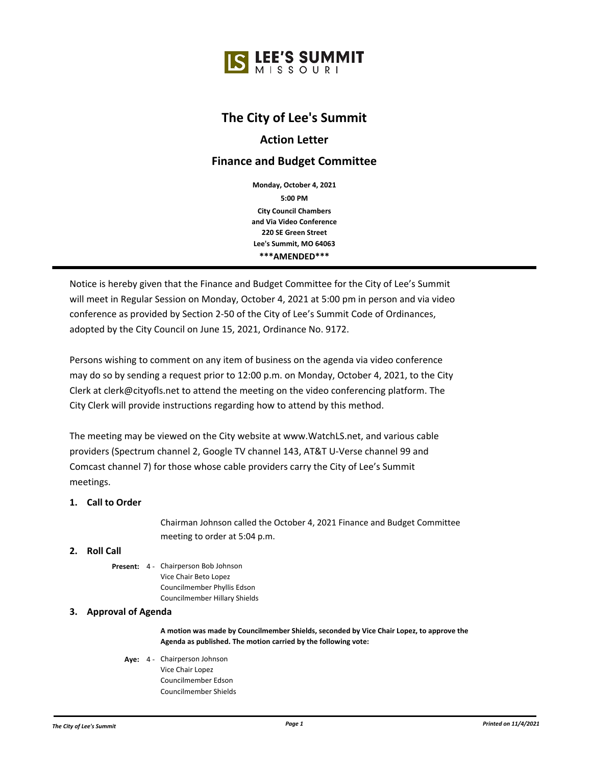LEE'S SUMMIT
MISSOURI

# The City of Lee's Summit

## Action Letter

## Finance and Budget Committee

**Monday, October 4, 2021**
**5:00 PM**
**City Council Chambers**
**and Via Video Conference**
**220 SE Green Street**
**Lee's Summit, MO 64063**
**\*\*\*AMENDED\*\*\***

Notice is hereby given that the Finance and Budget Committee for the City of Lee's Summit will meet in Regular Session on Monday, October 4, 2021 at 5:00 pm in person and via video conference as provided by Section 2-50 of the City of Lee's Summit Code of Ordinances, adopted by the City Council on June 15, 2021, Ordinance No. 9172.

Persons wishing to comment on any item of business on the agenda via video conference may do so by sending a request prior to 12:00 p.m. on Monday, October 4, 2021, to the City Clerk at clerk@cityofls.net to attend the meeting on the video conferencing platform. The City Clerk will provide instructions regarding how to attend by this method.

The meeting may be viewed on the City website at www.WatchLS.net, and various cable providers (Spectrum channel 2, Google TV channel 143, AT&T U-Verse channel 99 and Comcast channel 7) for those whose cable providers carry the City of Lee's Summit meetings.

### 1. Call to Order

Chairman Johnson called the October 4, 2021 Finance and Budget Committee meeting to order at 5:04 p.m.

### 2. Roll Call

**Present:** 4 - Chairperson Bob Johnson
Vice Chair Beto Lopez
Councilmember Phyllis Edson
Councilmember Hillary Shields

### 3. Approval of Agenda

**A motion was made by Councilmember Shields, seconded by Vice Chair Lopez, to approve the Agenda as published. The motion carried by the following vote:**

**Aye:** 4 - Chairperson Johnson
Vice Chair Lopez
Councilmember Edson
Councilmember Shields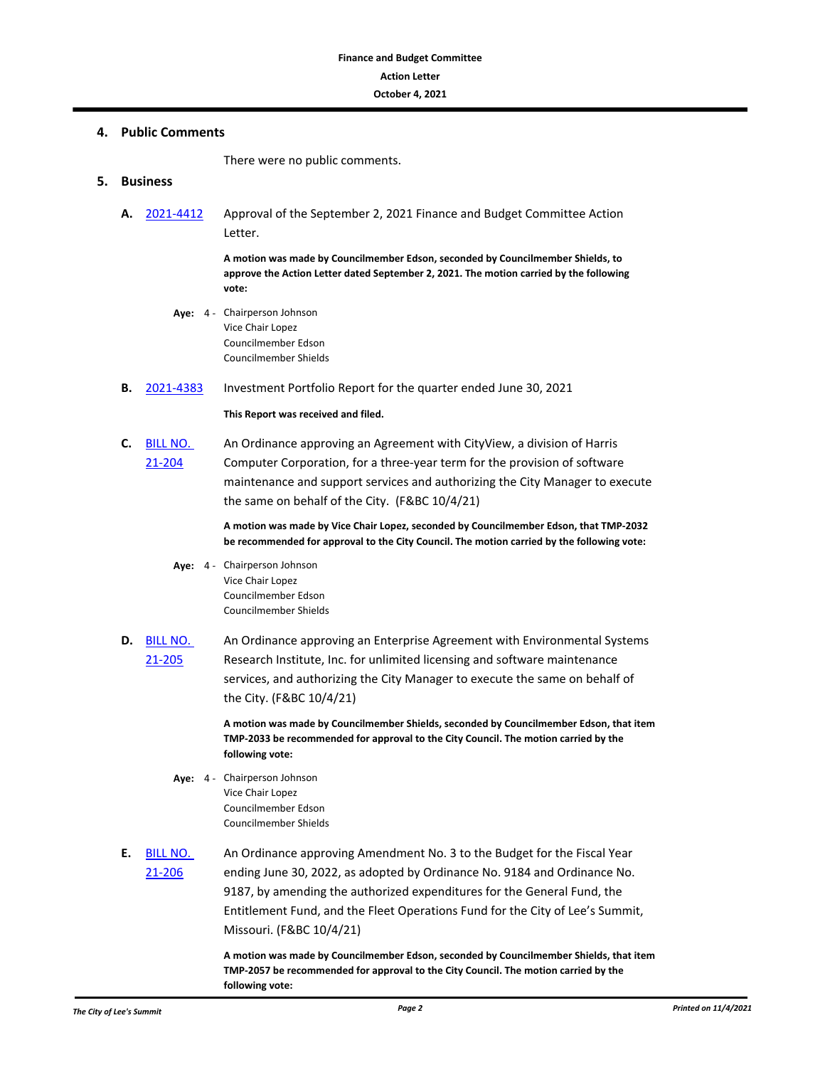## 4. Public Comments

There were no public comments.

## 5. Business

**A.** 2021-4412 Approval of the September 2, 2021 Finance and Budget Committee Action Letter.

**A motion was made by Councilmember Edson, seconded by Councilmember Shields, to approve the Action Letter dated September 2, 2021. The motion carried by the following vote:**

**Aye:** 4 - Chairperson Johnson
Vice Chair Lopez
Councilmember Edson
Councilmember Shields

**B.** 2021-4383 Investment Portfolio Report for the quarter ended June 30, 2021

**This Report was received and filed.**

**C.** BILL NO. 21-204 An Ordinance approving an Agreement with CityView, a division of Harris Computer Corporation, for a three-year term for the provision of software maintenance and support services and authorizing the City Manager to execute the same on behalf of the City. (F&BC 10/4/21)

**A motion was made by Vice Chair Lopez, seconded by Councilmember Edson, that TMP-2032 be recommended for approval to the City Council. The motion carried by the following vote:**

**Aye:** 4 - Chairperson Johnson
Vice Chair Lopez
Councilmember Edson
Councilmember Shields

**D.** BILL NO. 21-205 An Ordinance approving an Enterprise Agreement with Environmental Systems Research Institute, Inc. for unlimited licensing and software maintenance services, and authorizing the City Manager to execute the same on behalf of the City. (F&BC 10/4/21)

**A motion was made by Councilmember Shields, seconded by Councilmember Edson, that item TMP-2033 be recommended for approval to the City Council. The motion carried by the following vote:**

**Aye:** 4 - Chairperson Johnson
Vice Chair Lopez
Councilmember Edson
Councilmember Shields

**E.** BILL NO. 21-206 An Ordinance approving Amendment No. 3 to the Budget for the Fiscal Year ending June 30, 2022, as adopted by Ordinance No. 9184 and Ordinance No. 9187, by amending the authorized expenditures for the General Fund, the Entitlement Fund, and the Fleet Operations Fund for the City of Lee's Summit, Missouri. (F&BC 10/4/21)

**A motion was made by Councilmember Edson, seconded by Councilmember Shields, that item TMP-2057 be recommended for approval to the City Council. The motion carried by the following vote:**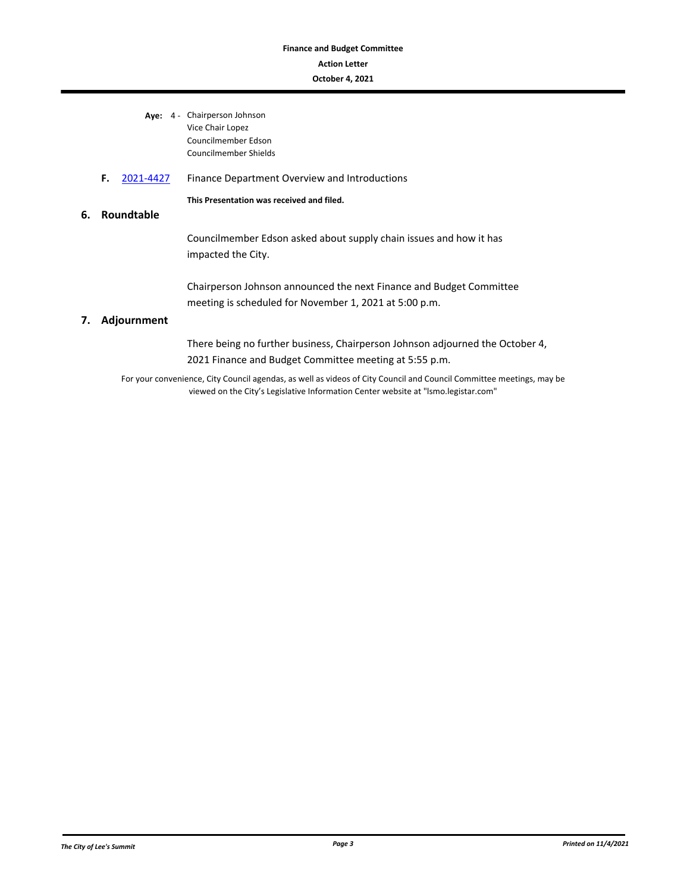**Aye:** 4 - Chairperson Johnson
Vice Chair Lopez
Councilmember Edson
Councilmember Shields

**F.** [2021-4427](2021-4427) Finance Department Overview and Introductions

**This Presentation was received and filed.**

## 6. Roundtable

Councilmember Edson asked about supply chain issues and how it has impacted the City.

Chairperson Johnson announced the next Finance and Budget Committee meeting is scheduled for November 1, 2021 at 5:00 p.m.

## 7. Adjournment

There being no further business, Chairperson Johnson adjourned the October 4, 2021 Finance and Budget Committee meeting at 5:55 p.m.

For your convenience, City Council agendas, as well as videos of City Council and Council Committee meetings, may be viewed on the City's Legislative Information Center website at "lsmo.legistar.com"